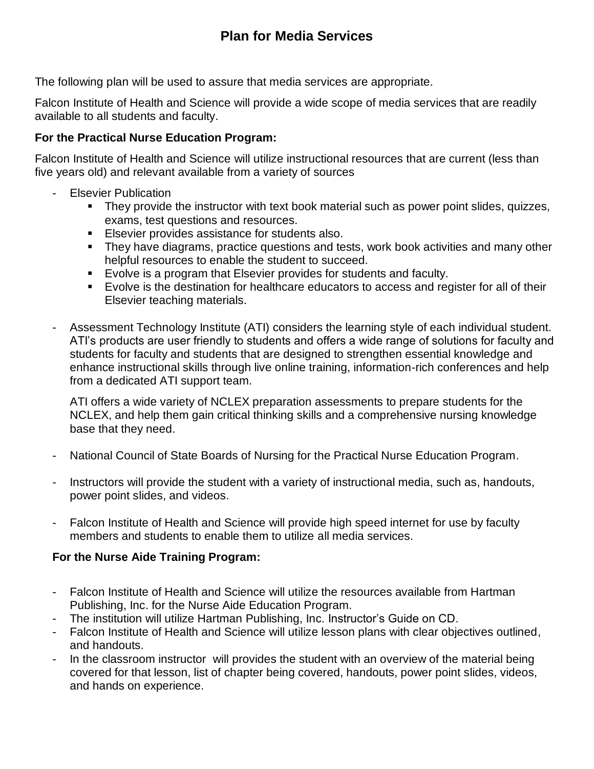# Plan for Media Services

The following plan will be used to assure that media services are appropriate.

Falcon Institute of Health and Science will provide a wide scope of media services that are readily available to all students and faculty.

**For the Practical Nurse Education Program:**

Falcon Institute of Health and Science will utilize instructional resources that are current (less than five years old) and relevant available from a variety of sources

- Elsevier Publication
  - They provide the instructor with text book material such as power point slides, quizzes, exams, test questions and resources.
  - Elsevier provides assistance for students also.
  - They have diagrams, practice questions and tests, work book activities and many other helpful resources to enable the student to succeed.
  - Evolve is a program that Elsevier provides for students and faculty.
  - Evolve is the destination for healthcare educators to access and register for all of their Elsevier teaching materials.

- Assessment Technology Institute (ATI) considers the learning style of each individual student. ATI's products are user friendly to students and offers a wide range of solutions for faculty and students for faculty and students that are designed to strengthen essential knowledge and enhance instructional skills through live online training, information-rich conferences and help from a dedicated ATI support team.

  ATI offers a wide variety of NCLEX preparation assessments to prepare students for the NCLEX, and help them gain critical thinking skills and a comprehensive nursing knowledge base that they need.

- National Council of State Boards of Nursing for the Practical Nurse Education Program.

- Instructors will provide the student with a variety of instructional media, such as, handouts, power point slides, and videos.

- Falcon Institute of Health and Science will provide high speed internet for use by faculty members and students to enable them to utilize all media services.

**For the Nurse Aide Training Program:**

- Falcon Institute of Health and Science will utilize the resources available from Hartman Publishing, Inc. for the Nurse Aide Education Program.
- The institution will utilize Hartman Publishing, Inc. Instructor's Guide on CD.
- Falcon Institute of Health and Science will utilize lesson plans with clear objectives outlined, and handouts.
- In the classroom instructor will provides the student with an overview of the material being covered for that lesson, list of chapter being covered, handouts, power point slides, videos, and hands on experience.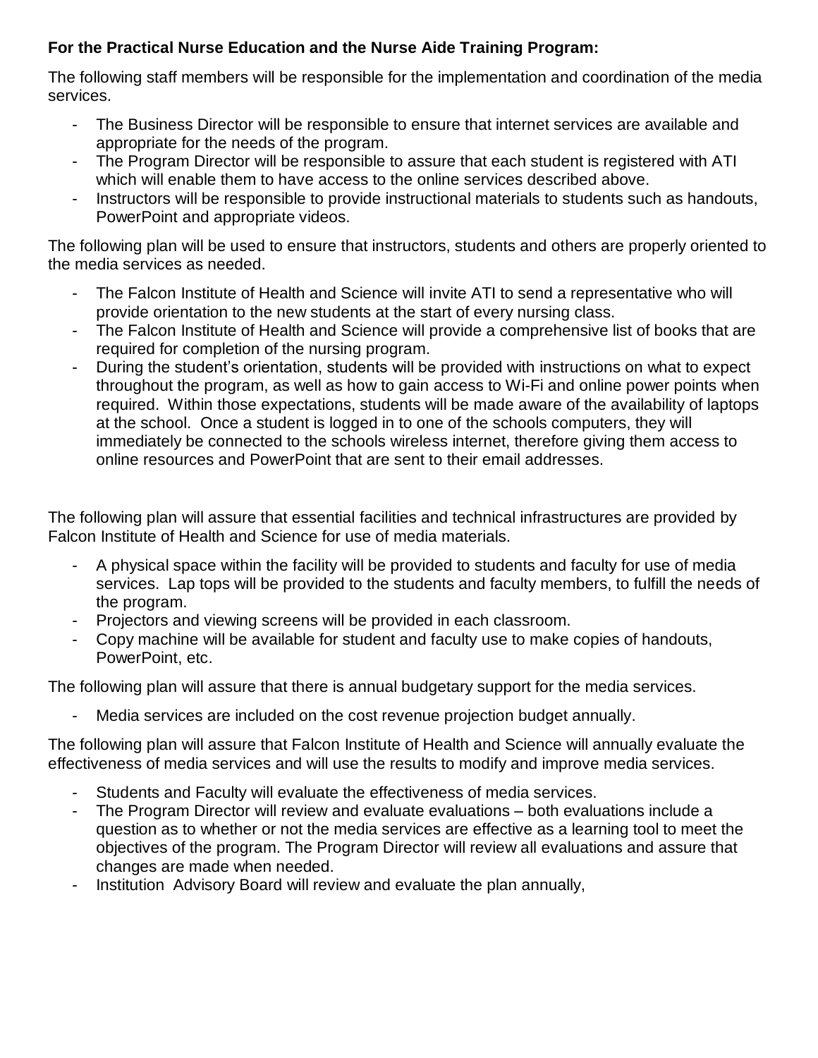**For the Practical Nurse Education and the Nurse Aide Training Program:**

The following staff members will be responsible for the implementation and coordination of the media services.

- The Business Director will be responsible to ensure that internet services are available and appropriate for the needs of the program.
- The Program Director will be responsible to assure that each student is registered with ATI which will enable them to have access to the online services described above.
- Instructors will be responsible to provide instructional materials to students such as handouts, PowerPoint and appropriate videos.

The following plan will be used to ensure that instructors, students and others are properly oriented to the media services as needed.

- The Falcon Institute of Health and Science will invite ATI to send a representative who will provide orientation to the new students at the start of every nursing class.
- The Falcon Institute of Health and Science will provide a comprehensive list of books that are required for completion of the nursing program.
- During the student's orientation, students will be provided with instructions on what to expect throughout the program, as well as how to gain access to Wi-Fi and online power points when required. Within those expectations, students will be made aware of the availability of laptops at the school. Once a student is logged in to one of the schools computers, they will immediately be connected to the schools wireless internet, therefore giving them access to online resources and PowerPoint that are sent to their email addresses.

The following plan will assure that essential facilities and technical infrastructures are provided by Falcon Institute of Health and Science for use of media materials.

- A physical space within the facility will be provided to students and faculty for use of media services. Lap tops will be provided to the students and faculty members, to fulfill the needs of the program.
- Projectors and viewing screens will be provided in each classroom.
- Copy machine will be available for student and faculty use to make copies of handouts, PowerPoint, etc.

The following plan will assure that there is annual budgetary support for the media services.

- Media services are included on the cost revenue projection budget annually.

The following plan will assure that Falcon Institute of Health and Science will annually evaluate the effectiveness of media services and will use the results to modify and improve media services.

- Students and Faculty will evaluate the effectiveness of media services.
- The Program Director will review and evaluate evaluations – both evaluations include a question as to whether or not the media services are effective as a learning tool to meet the objectives of the program. The Program Director will review all evaluations and assure that changes are made when needed.
- Institution Advisory Board will review and evaluate the plan annually,